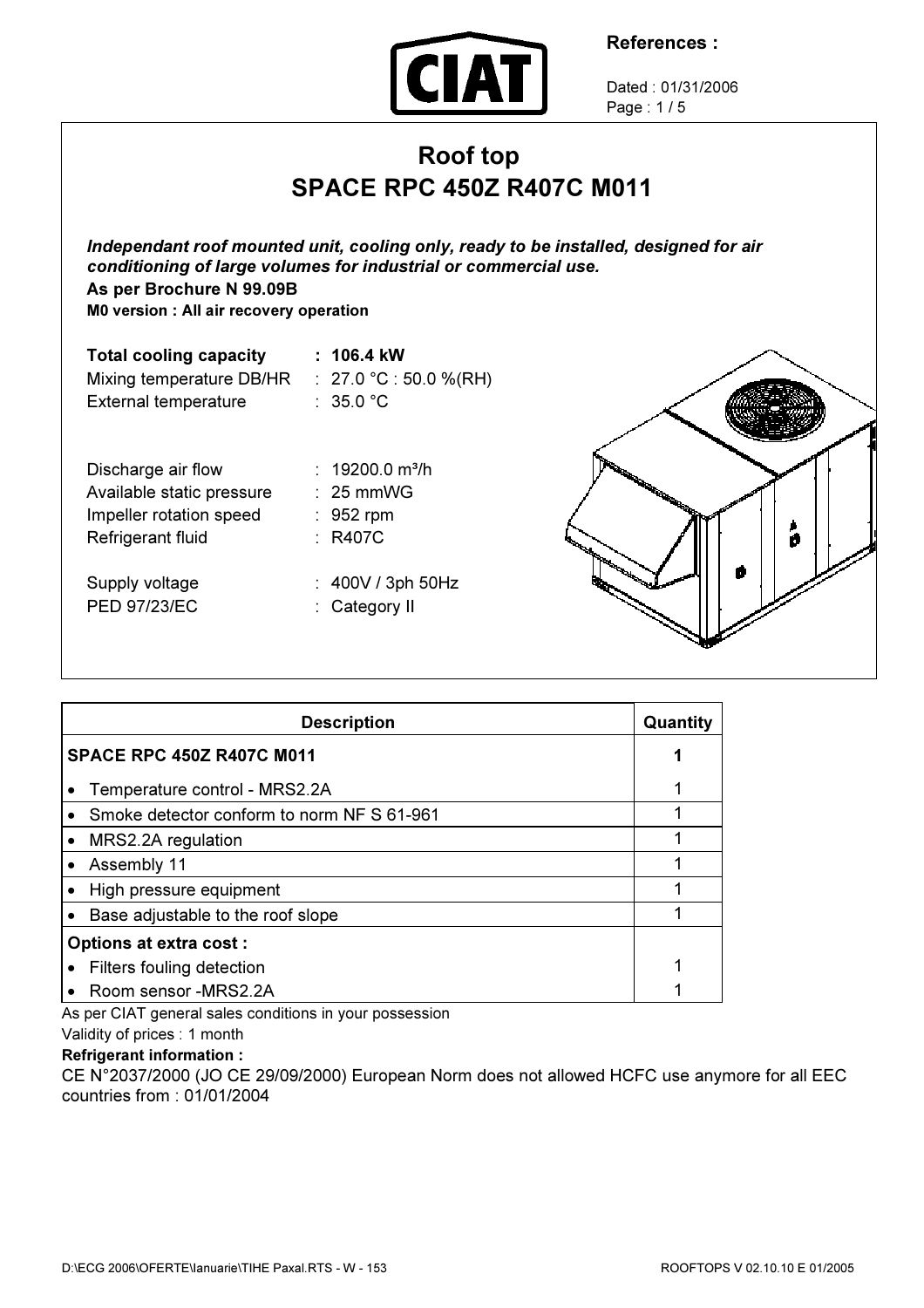CIAT

**References :**

Dated : 01/31/2006

# Roof top
# SPACE RPC 450Z R407C M011

***Independant roof mounted unit, cooling only, ready to be installed, designed for air conditioning of large volumes for industrial or commercial use.***

**As per Brochure N 99.09B**

**M0 version : All air recovery operation**

| | |
|---|---|
| **Total cooling capacity** | **: 106.4 kW** |
| Mixing temperature DB/HR | : 27.0 °C : 50.0 %(RH) |
| External temperature | : 35.0 °C |
| | |
| Discharge air flow | : 19200.0 m³/h |
| Available static pressure | : 25 mmWG |
| Impeller rotation speed | : 952 rpm |
| Refrigerant fluid | : R407C |
| | |
| Supply voltage | : 400V / 3ph 50Hz |
| PED 97/23/EC | : Category II |

| Description | Quantity |
|---|---|
| **SPACE RPC 450Z R407C M011** | **1** |
| • Temperature control - MRS2.2A | 1 |
| • Smoke detector conform to norm NF S 61-961 | 1 |
| • MRS2.2A regulation | 1 |
| • Assembly 11 | 1 |
| • High pressure equipment | 1 |
| • Base adjustable to the roof slope | 1 |
| **Options at extra cost :** | |
| • Filters fouling detection | 1 |
| • Room sensor -MRS2.2A | 1 |

As per CIAT general sales conditions in your possession

Validity of prices : 1 month

**Refrigerant information :**

CE N°2037/2000 (JO CE 29/09/2000) European Norm does not allowed HCFC use anymore for all EEC countries from : 01/01/2004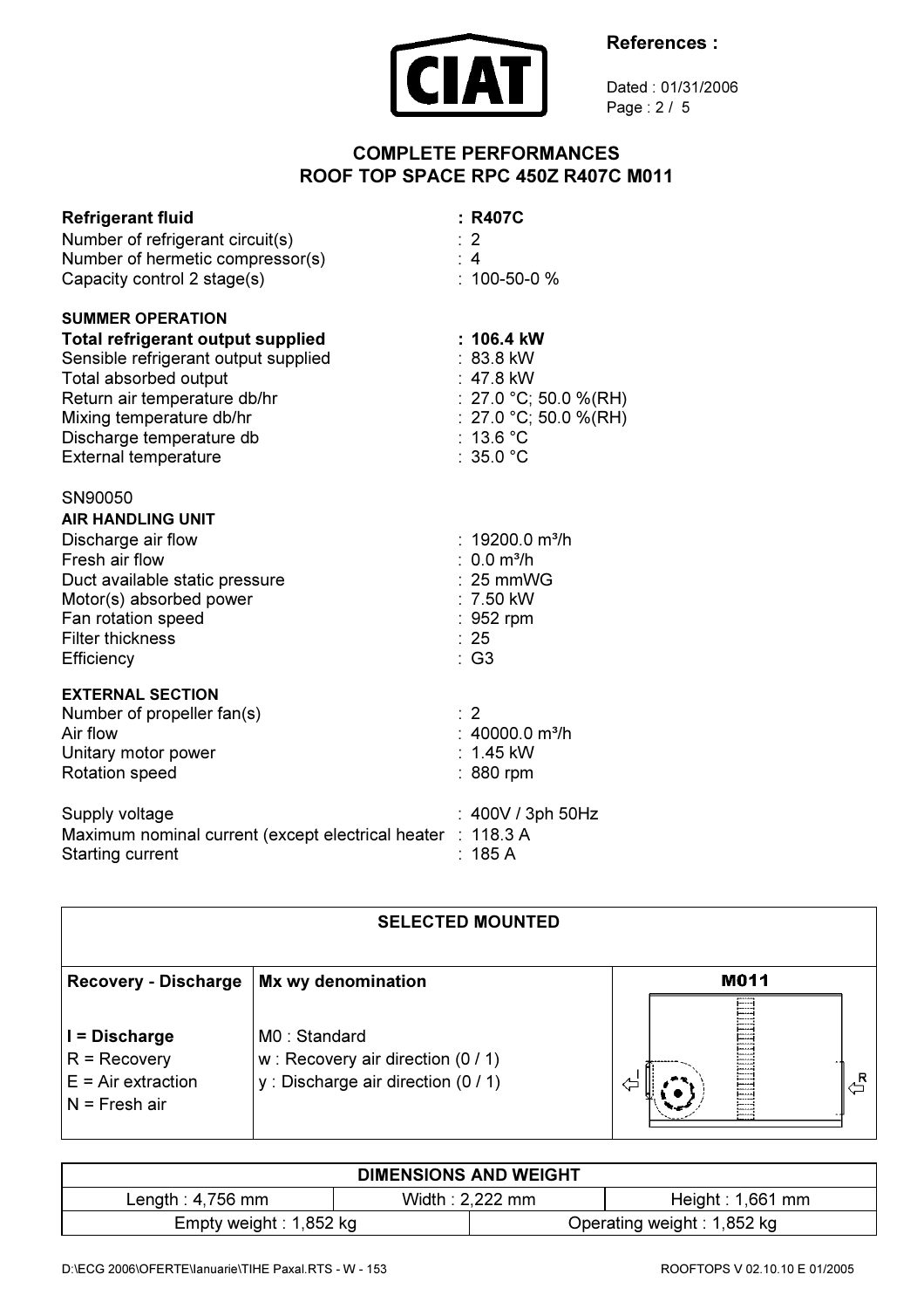**References :**

Dated : 01/31/2006

## COMPLETE PERFORMANCES
## ROOF TOP SPACE RPC 450Z R407C M011

**Refrigerant fluid** : **R407C**
Number of refrigerant circuit(s) : 2
Number of hermetic compressor(s) : 4
Capacity control 2 stage(s) : 100-50-0 %

**SUMMER OPERATION**

**Total refrigerant output supplied** : **106.4 kW**
Sensible refrigerant output supplied : 83.8 kW
Total absorbed output : 47.8 kW
Return air temperature db/hr : 27.0 °C; 50.0 %(RH)
Mixing temperature db/hr : 27.0 °C; 50.0 %(RH)
Discharge temperature db : 13.6 °C
External temperature : 35.0 °C

SN90050

**AIR HANDLING UNIT**

Discharge air flow : 19200.0 m³/h
Fresh air flow : 0.0 m³/h
Duct available static pressure : 25 mmWG
Motor(s) absorbed power : 7.50 kW
Fan rotation speed : 952 rpm
Filter thickness : 25
Efficiency : G3

**EXTERNAL SECTION**

Number of propeller fan(s) : 2
Air flow : 40000.0 m³/h
Unitary motor power : 1.45 kW
Rotation speed : 880 rpm

Supply voltage : 400V / 3ph 50Hz
Maximum nominal current (except electrical heater : 118.3 A
Starting current : 185 A

| SELECTED MOUNTED | | |
|---|---|---|
| **Recovery - Discharge** | **Mx wy denomination** | **M011** |
| **I = Discharge**<br>R = Recovery<br>E = Air extraction<br>N = Fresh air | M0 : Standard<br>w : Recovery air direction (0 / 1)<br>y : Discharge air direction (0 / 1) | I R |

| DIMENSIONS AND WEIGHT | | |
|---|---|---|
| Length : 4,756 mm | Width : 2,222 mm | Height : 1,661 mm |
| Empty weight : 1,852 kg | Operating weight : 1,852 kg | |

D:\ECG 2006\OFERTE\Ianuarie\TIHE Paxal.RTS - W - 153 ROOFTOPS V 02.10.10 E 01/2005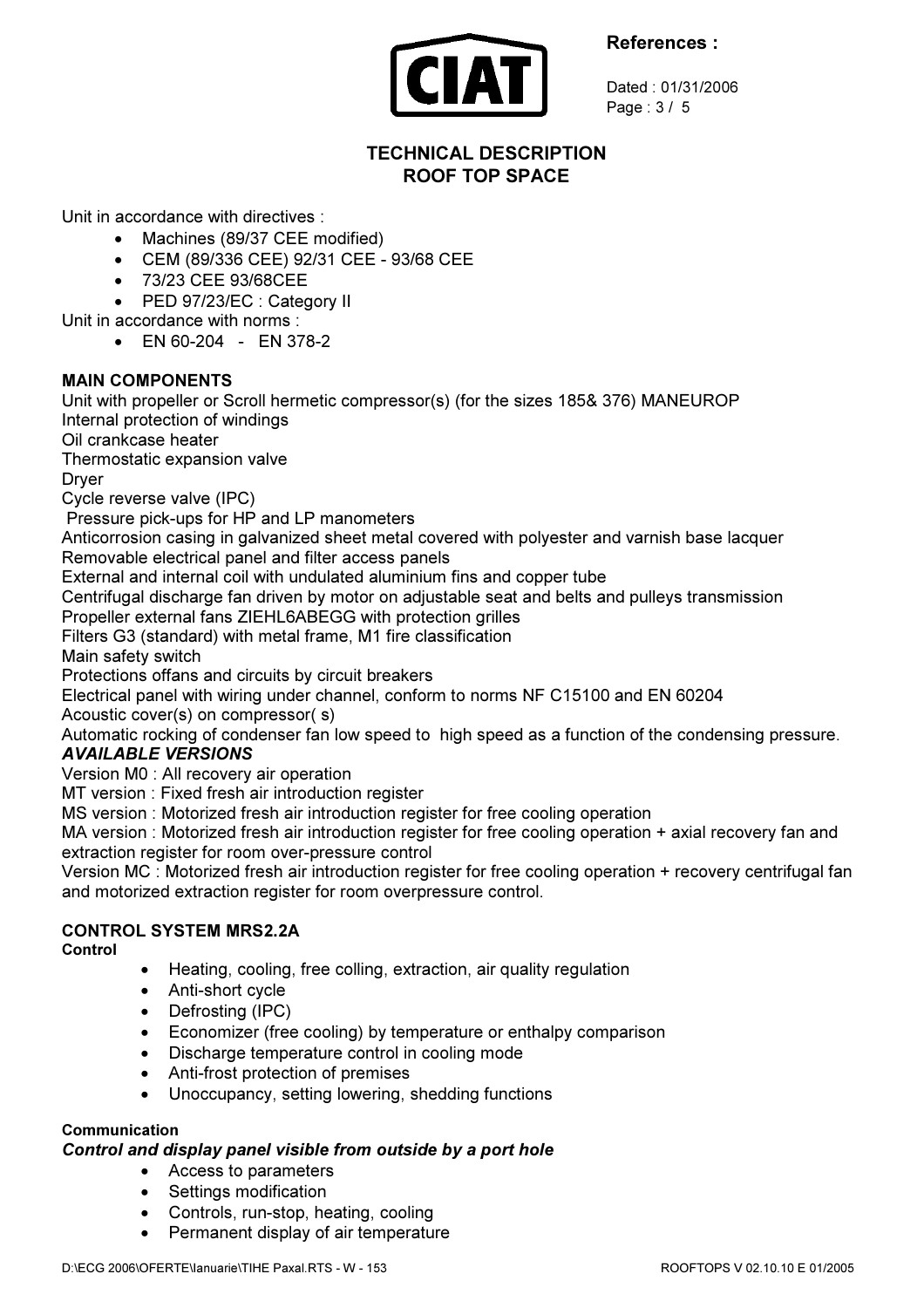# TECHNICAL DESCRIPTION
# ROOF TOP SPACE

Unit in accordance with directives :

- Machines (89/37 CEE modified)
- CEM (89/336 CEE) 92/31 CEE - 93/68 CEE
- 73/23 CEE 93/68CEE
- PED 97/23/EC : Category II

Unit in accordance with norms :

- EN 60-204 - EN 378-2

**MAIN COMPONENTS**

Unit with propeller or Scroll hermetic compressor(s) (for the sizes 185& 376) MANEUROP
Internal protection of windings
Oil crankcase heater
Thermostatic expansion valve
Dryer
Cycle reverse valve (IPC)
Pressure pick-ups for HP and LP manometers
Anticorrosion casing in galvanized sheet metal covered with polyester and varnish base lacquer
Removable electrical panel and filter access panels
External and internal coil with undulated aluminium fins and copper tube
Centrifugal discharge fan driven by motor on adjustable seat and belts and pulleys transmission
Propeller external fans ZIEHL6ABEGG with protection grilles
Filters G3 (standard) with metal frame, M1 fire classification
Main safety switch
Protections offans and circuits by circuit breakers
Electrical panel with wiring under channel, conform to norms NF C15100 and EN 60204
Acoustic cover(s) on compressor( s)
Automatic rocking of condenser fan low speed to high speed as a function of the condensing pressure.

***AVAILABLE VERSIONS***

Version M0 : All recovery air operation
MT version : Fixed fresh air introduction register
MS version : Motorized fresh air introduction register for free cooling operation
MA version : Motorized fresh air introduction register for free cooling operation + axial recovery fan and extraction register for room over-pressure control
Version MC : Motorized fresh air introduction register for free cooling operation + recovery centrifugal fan and motorized extraction register for room overpressure control.

**CONTROL SYSTEM MRS2.2A**

**Control**

- Heating, cooling, free colling, extraction, air quality regulation
- Anti-short cycle
- Defrosting (IPC)
- Economizer (free cooling) by temperature or enthalpy comparison
- Discharge temperature control in cooling mode
- Anti-frost protection of premises
- Unoccupancy, setting lowering, shedding functions

**Communication**

***Control and display panel visible from outside by a port hole***

- Access to parameters
- Settings modification
- Controls, run-stop, heating, cooling
- Permanent display of air temperature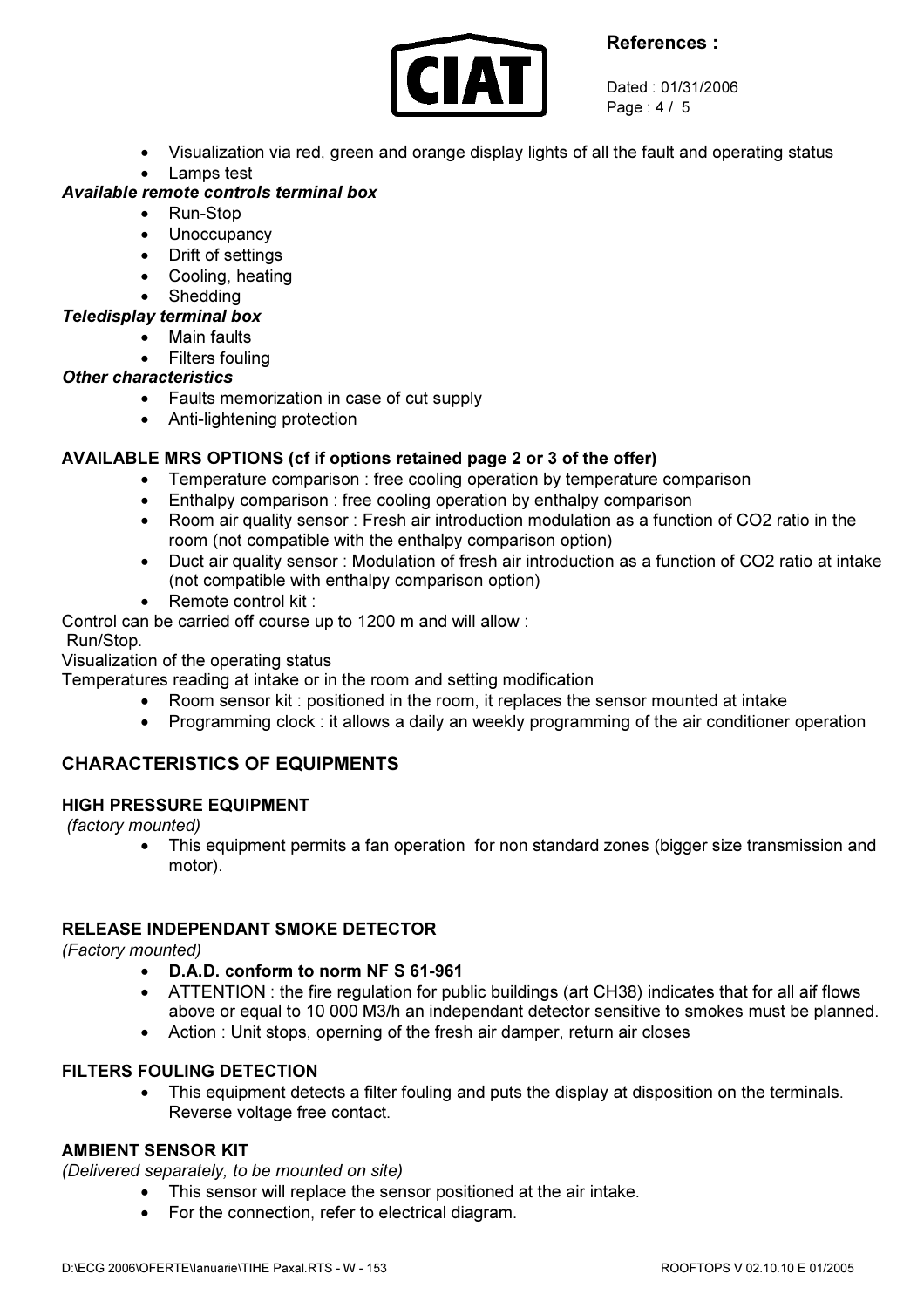- Visualization via red, green and orange display lights of all the fault and operating status
- Lamps test

***Available remote controls terminal box***

- Run-Stop
- Unoccupancy
- Drift of settings
- Cooling, heating
- Shedding

***Teledisplay terminal box***

- Main faults
- Filters fouling

***Other characteristics***

- Faults memorization in case of cut supply
- Anti-lightening protection

**AVAILABLE MRS OPTIONS (cf if options retained page 2 or 3 of the offer)**

- Temperature comparison : free cooling operation by temperature comparison
- Enthalpy comparison : free cooling operation by enthalpy comparison
- Room air quality sensor : Fresh air introduction modulation as a function of CO2 ratio in the room (not compatible with the enthalpy comparison option)
- Duct air quality sensor : Modulation of fresh air introduction as a function of CO2 ratio at intake (not compatible with enthalpy comparison option)
- Remote control kit :

Control can be carried off course up to 1200 m and will allow :
Run/Stop.
Visualization of the operating status
Temperatures reading at intake or in the room and setting modification

- Room sensor kit : positioned in the room, it replaces the sensor mounted at intake
- Programming clock : it allows a daily an weekly programming of the air conditioner operation

## CHARACTERISTICS OF EQUIPMENTS

### HIGH PRESSURE EQUIPMENT

*(factory mounted)*

- This equipment permits a fan operation for non standard zones (bigger size transmission and motor).

### RELEASE INDEPENDANT SMOKE DETECTOR

*(Factory mounted)*

- **D.A.D. conform to norm NF S 61-961**
- ATTENTION : the fire regulation for public buildings (art CH38) indicates that for all aif flows above or equal to 10 000 M3/h an independant detector sensitive to smokes must be planned.
- Action : Unit stops, operning of the fresh air damper, return air closes

### FILTERS FOULING DETECTION

- This equipment detects a filter fouling and puts the display at disposition on the terminals. Reverse voltage free contact.

### AMBIENT SENSOR KIT

*(Delivered separately, to be mounted on site)*

- This sensor will replace the sensor positioned at the air intake.
- For the connection, refer to electrical diagram.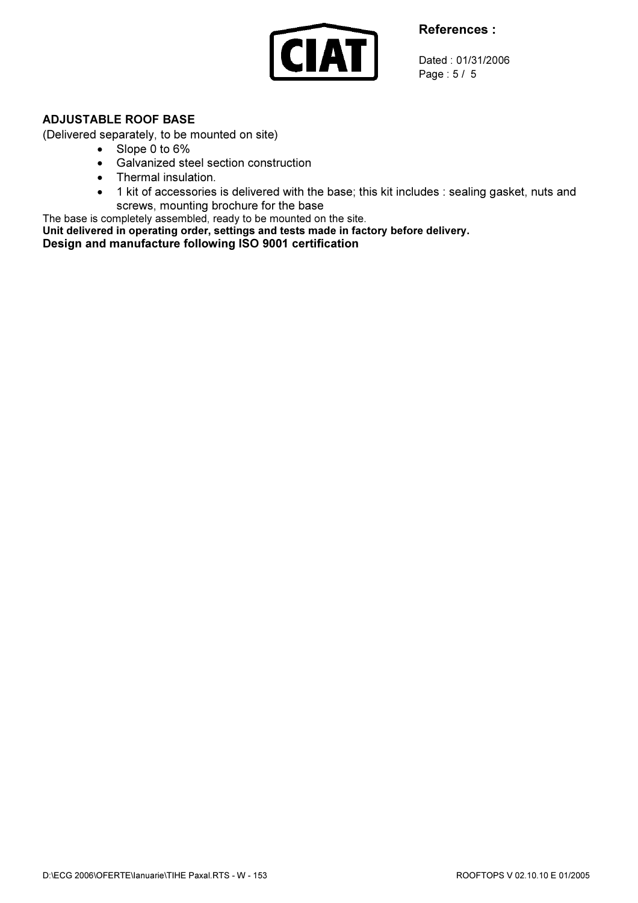## ADJUSTABLE ROOF BASE

(Delivered separately, to be mounted on site)

- Slope 0 to 6%
- Galvanized steel section construction
- Thermal insulation.
- 1 kit of accessories is delivered with the base; this kit includes : sealing gasket, nuts and screws, mounting brochure for the base

The base is completely assembled, ready to be mounted on the site.

**Unit delivered in operating order, settings and tests made in factory before delivery.**

**Design and manufacture following ISO 9001 certification**